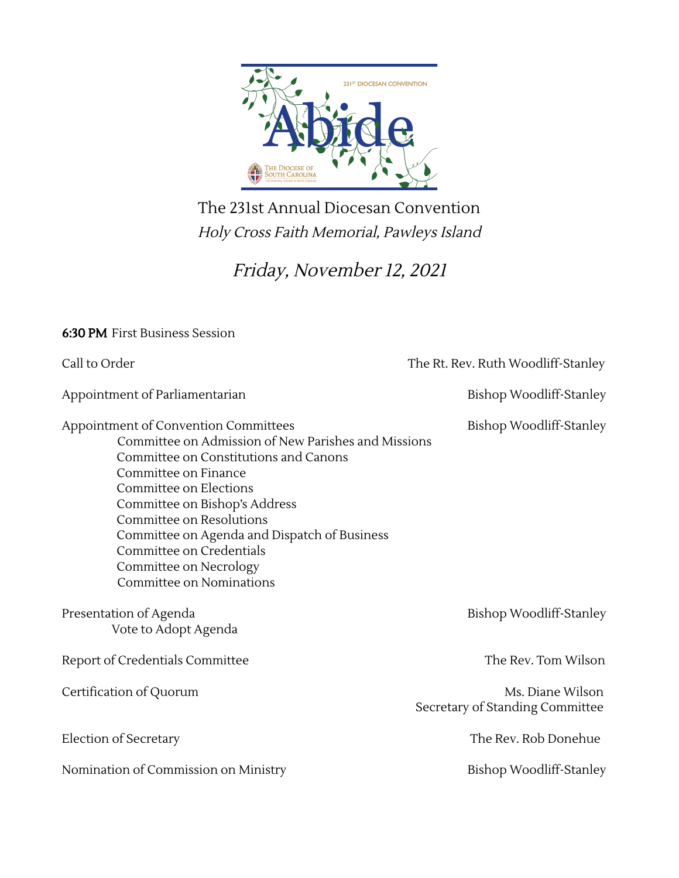Abide

231st DIOCESAN CONVENTION

THE DIOCESE OF SOUTH CAROLINA

# The 231st Annual Diocesan Convention

*Holy Cross Faith Memorial, Pawleys Island*

## *Friday, November 12, 2021*

**6:30 PM** First Business Session

Call to Order — The Rt. Rev. Ruth Woodliff-Stanley

Appointment of Parliamentarian — Bishop Woodliff-Stanley

Appointment of Convention Committees — Bishop Woodliff-Stanley

- Committee on Admission of New Parishes and Missions
- Committee on Constitutions and Canons
- Committee on Finance
- Committee on Elections
- Committee on Bishop's Address
- Committee on Resolutions
- Committee on Agenda and Dispatch of Business
- Committee on Credentials
- Committee on Necrology
- Committee on Nominations

Presentation of Agenda — Bishop Woodliff-Stanley

- Vote to Adopt Agenda

Report of Credentials Committee — The Rev. Tom Wilson

Certification of Quorum — Ms. Diane Wilson, Secretary of Standing Committee

Election of Secretary — The Rev. Rob Donehue

Nomination of Commission on Ministry — Bishop Woodliff-Stanley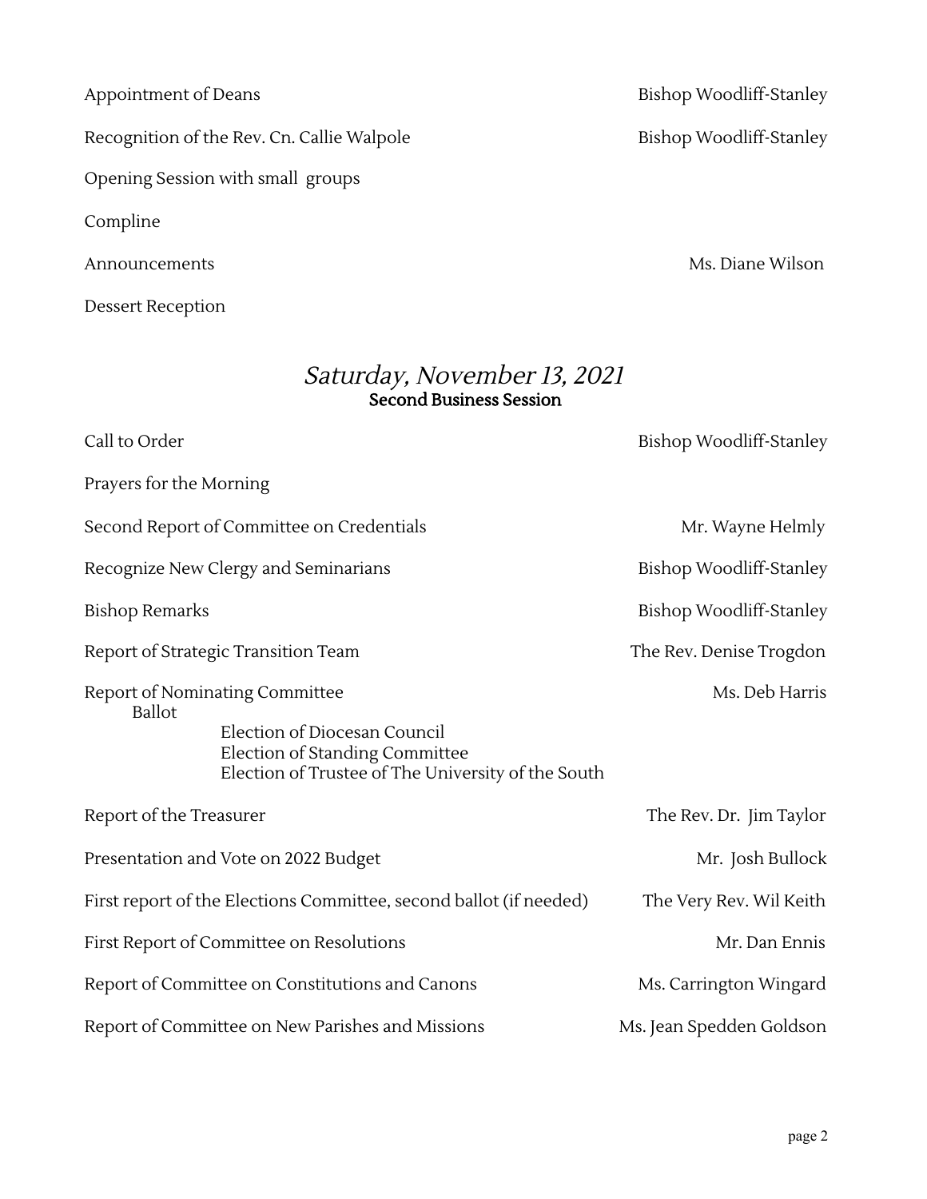Appointment of Deans — Bishop Woodliff-Stanley

Recognition of the Rev. Cn. Callie Walpole — Bishop Woodliff-Stanley

Opening Session with small groups

Compline

Announcements — Ms. Diane Wilson

Dessert Reception

## *Saturday, November 13, 2021*

### Second Business Session

Call to Order — Bishop Woodliff-Stanley

Prayers for the Morning

Second Report of Committee on Credentials — Mr. Wayne Helmly

Recognize New Clergy and Seminarians — Bishop Woodliff-Stanley

Bishop Remarks — Bishop Woodliff-Stanley

Report of Strategic Transition Team — The Rev. Denise Trogdon

Report of Nominating Committee — Ms. Deb Harris

- Ballot
  - Election of Diocesan Council
  - Election of Standing Committee
  - Election of Trustee of The University of the South

Report of the Treasurer — The Rev. Dr. Jim Taylor

Presentation and Vote on 2022 Budget — Mr. Josh Bullock

First report of the Elections Committee, second ballot (if needed) — The Very Rev. Wil Keith

First Report of Committee on Resolutions — Mr. Dan Ennis

Report of Committee on Constitutions and Canons — Ms. Carrington Wingard

Report of Committee on New Parishes and Missions — Ms. Jean Spedden Goldson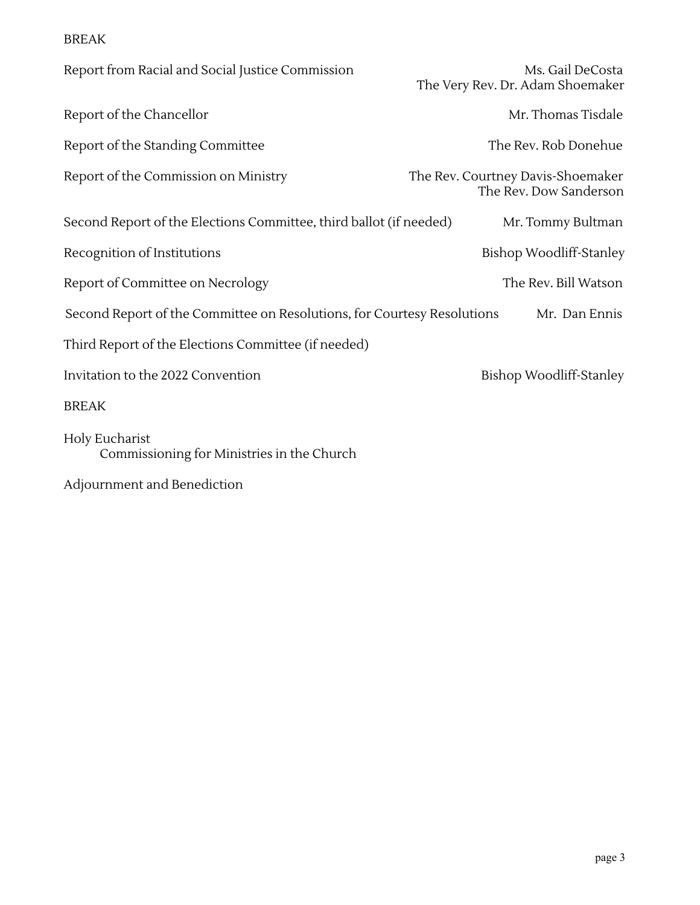BREAK

| | |
|---|---|
| Report from Racial and Social Justice Commission | Ms. Gail DeCosta<br>The Very Rev. Dr. Adam Shoemaker |
| Report of the Chancellor | Mr. Thomas Tisdale |
| Report of the Standing Committee | The Rev. Rob Donehue |
| Report of the Commission on Ministry | The Rev. Courtney Davis-Shoemaker<br>The Rev. Dow Sanderson |
| Second Report of the Elections Committee, third ballot (if needed) | Mr. Tommy Bultman |
| Recognition of Institutions | Bishop Woodliff-Stanley |
| Report of Committee on Necrology | The Rev. Bill Watson |
| Second Report of the Committee on Resolutions, for Courtesy Resolutions | Mr. Dan Ennis |
| Third Report of the Elections Committee (if needed) | |
| Invitation to the 2022 Convention | Bishop Woodliff-Stanley |

BREAK

Holy Eucharist
  Commissioning for Ministries in the Church

Adjournment and Benediction